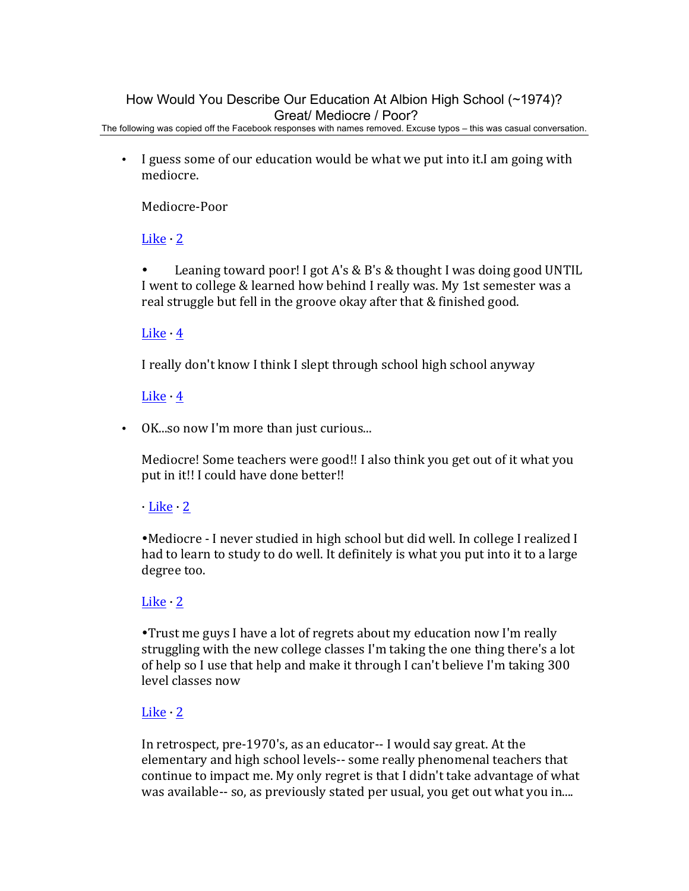# How Would You Describe Our Education At Albion High School (~1974)? Great/ Mediocre / Poor?

The following was copied off the Facebook responses with names removed. Excuse typos – this was casual conversation.

- I guess some of our education would be what we put into it.I am going with mediocre.

  Mediocre-Poor

  Like · 2

  • Leaning toward poor! I got A's & B's & thought I was doing good UNTIL I went to college & learned how behind I really was. My 1st semester was a real struggle but fell in the groove okay after that & finished good.

  Like · 4

  I really don't know I think I slept through school high school anyway

  Like · 4

- OK...so now I'm more than just curious...

  Mediocre! Some teachers were good!! I also think you get out of it what you put in it!! I could have done better!!

  · Like · 2

  •Mediocre - I never studied in high school but did well. In college I realized I had to learn to study to do well. It definitely is what you put into it to a large degree too.

  Like · 2

  •Trust me guys I have a lot of regrets about my education now I'm really struggling with the new college classes I'm taking the one thing there's a lot of help so I use that help and make it through I can't believe I'm taking 300 level classes now

  Like · 2

  In retrospect, pre-1970's, as an educator-- I would say great. At the elementary and high school levels-- some really phenomenal teachers that continue to impact me. My only regret is that I didn't take advantage of what was available-- so, as previously stated per usual, you get out what you in....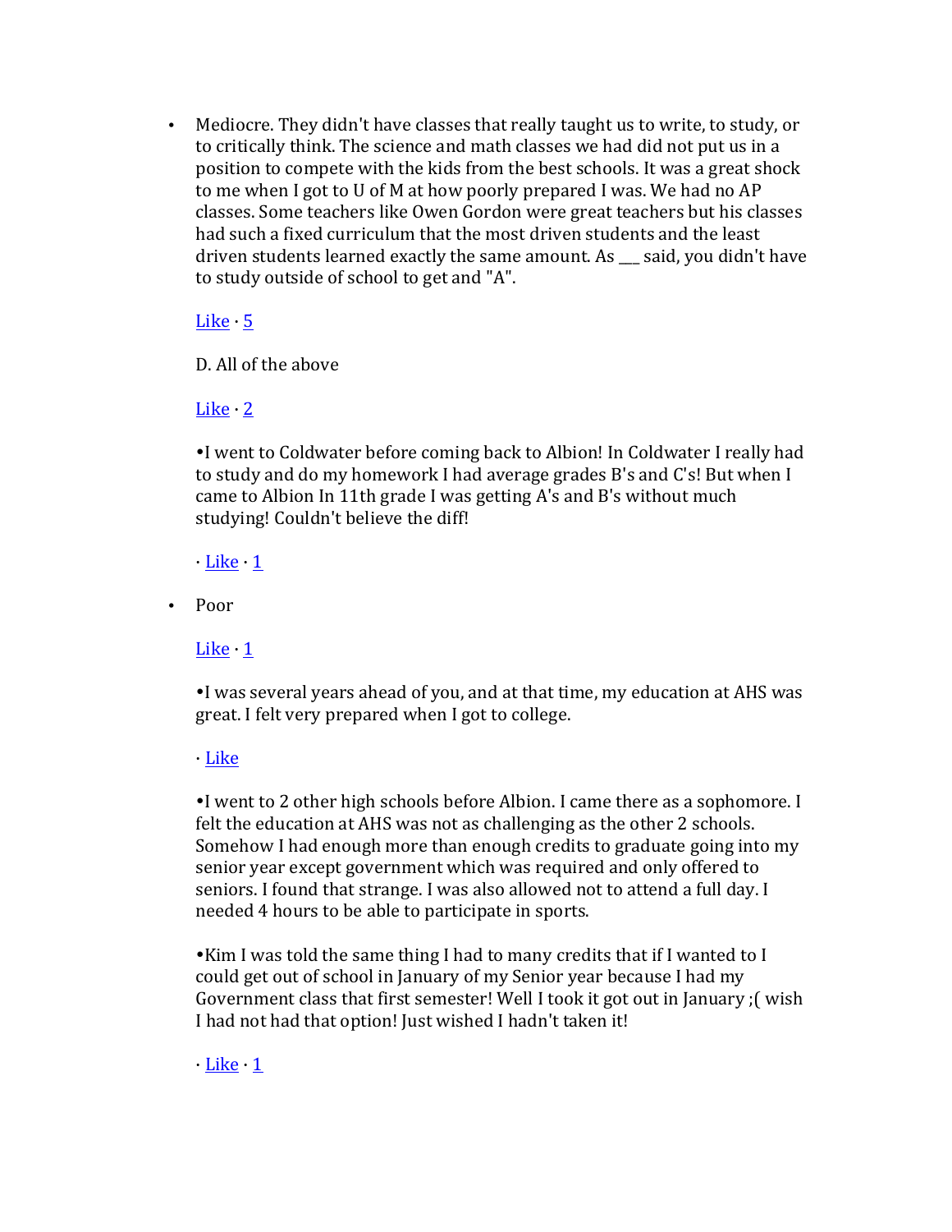- Mediocre. They didn't have classes that really taught us to write, to study, or to critically think. The science and math classes we had did not put us in a position to compete with the kids from the best schools. It was a great shock to me when I got to U of M at how poorly prepared I was. We had no AP classes. Some teachers like Owen Gordon were great teachers but his classes had such a fixed curriculum that the most driven students and the least driven students learned exactly the same amount. As ___ said, you didn't have to study outside of school to get and "A".

  Like · 5

  D. All of the above

  Like · 2

  •I went to Coldwater before coming back to Albion! In Coldwater I really had to study and do my homework I had average grades B's and C's! But when I came to Albion In 11th grade I was getting A's and B's without much studying! Couldn't believe the diff!

  · Like · 1

- Poor

  Like · 1

  •I was several years ahead of you, and at that time, my education at AHS was great. I felt very prepared when I got to college.

  · Like

  •I went to 2 other high schools before Albion. I came there as a sophomore. I felt the education at AHS was not as challenging as the other 2 schools. Somehow I had enough more than enough credits to graduate going into my senior year except government which was required and only offered to seniors. I found that strange. I was also allowed not to attend a full day. I needed 4 hours to be able to participate in sports.

  •Kim I was told the same thing I had to many credits that if I wanted to I could get out of school in January of my Senior year because I had my Government class that first semester! Well I took it got out in January ;( wish I had not had that option! Just wished I hadn't taken it!

  · Like · 1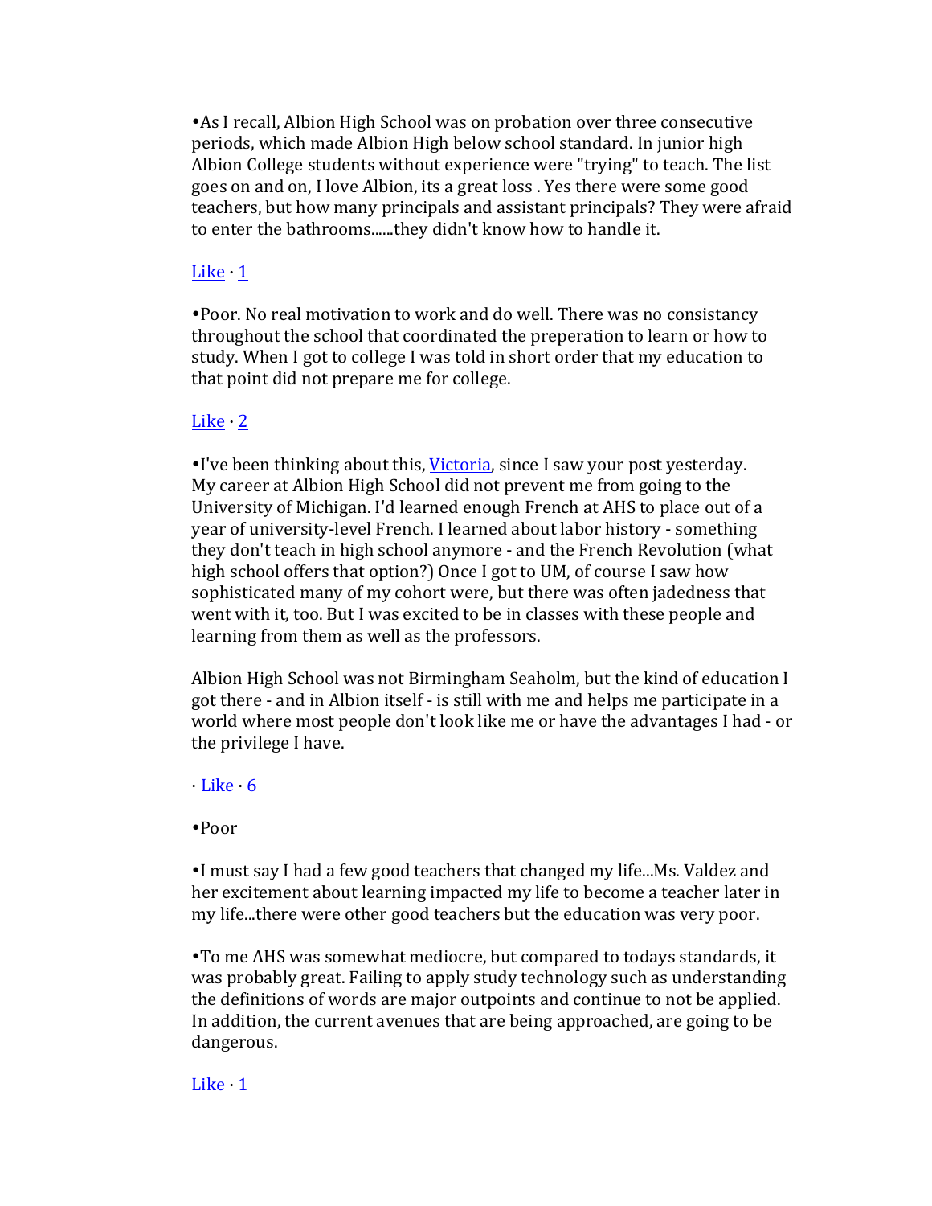•As I recall, Albion High School was on probation over three consecutive periods, which made Albion High below school standard. In junior high Albion College students without experience were "trying" to teach. The list goes on and on, I love Albion, its a great loss . Yes there were some good teachers, but how many principals and assistant principals? They were afraid to enter the bathrooms......they didn't know how to handle it.

Like · 1

•Poor. No real motivation to work and do well. There was no consistancy throughout the school that coordinated the preperation to learn or how to study. When I got to college I was told in short order that my education to that point did not prepare me for college.

Like · 2

•I've been thinking about this, Victoria, since I saw your post yesterday. My career at Albion High School did not prevent me from going to the University of Michigan. I'd learned enough French at AHS to place out of a year of university-level French. I learned about labor history - something they don't teach in high school anymore - and the French Revolution (what high school offers that option?) Once I got to UM, of course I saw how sophisticated many of my cohort were, but there was often jadedness that went with it, too. But I was excited to be in classes with these people and learning from them as well as the professors.

Albion High School was not Birmingham Seaholm, but the kind of education I got there - and in Albion itself - is still with me and helps me participate in a world where most people don't look like me or have the advantages I had - or the privilege I have.

· Like · 6

•Poor

•I must say I had a few good teachers that changed my life...Ms. Valdez and her excitement about learning impacted my life to become a teacher later in my life...there were other good teachers but the education was very poor.

•To me AHS was somewhat mediocre, but compared to todays standards, it was probably great. Failing to apply study technology such as understanding the definitions of words are major outpoints and continue to not be applied. In addition, the current avenues that are being approached, are going to be dangerous.

Like · 1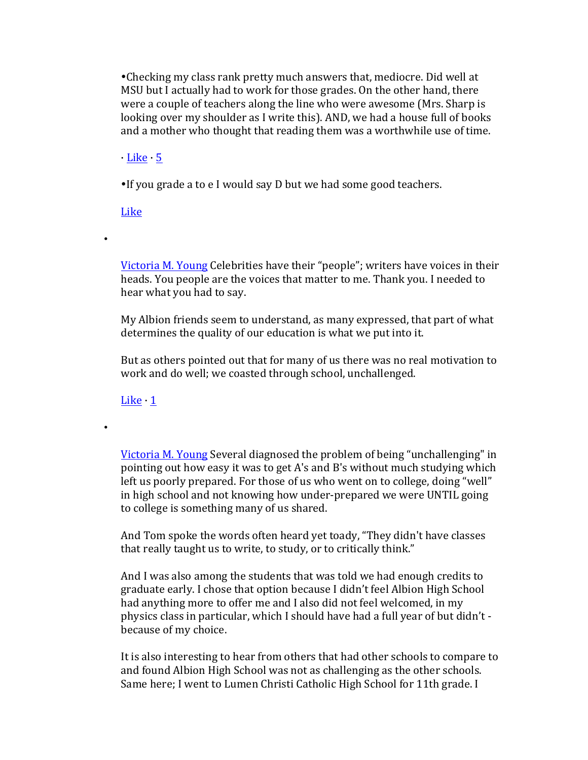•Checking my class rank pretty much answers that, mediocre. Did well at MSU but I actually had to work for those grades. On the other hand, there were a couple of teachers along the line who were awesome (Mrs. Sharp is looking over my shoulder as I write this). AND, we had a house full of books and a mother who thought that reading them was a worthwhile use of time.

· Like · 5

•If you grade a to e I would say D but we had some good teachers.

Like

- Victoria M. Young Celebrities have their "people"; writers have voices in their heads. You people are the voices that matter to me. Thank you. I needed to hear what you had to say.

  My Albion friends seem to understand, as many expressed, that part of what determines the quality of our education is what we put into it.

  But as others pointed out that for many of us there was no real motivation to work and do well; we coasted through school, unchallenged.

  Like · 1

- Victoria M. Young Several diagnosed the problem of being "unchallenging" in pointing out how easy it was to get A's and B's without much studying which left us poorly prepared. For those of us who went on to college, doing "well" in high school and not knowing how under-prepared we were UNTIL going to college is something many of us shared.

  And Tom spoke the words often heard yet toady, "They didn't have classes that really taught us to write, to study, or to critically think."

  And I was also among the students that was told we had enough credits to graduate early. I chose that option because I didn't feel Albion High School had anything more to offer me and I also did not feel welcomed, in my physics class in particular, which I should have had a full year of but didn't - because of my choice.

  It is also interesting to hear from others that had other schools to compare to and found Albion High School was not as challenging as the other schools. Same here; I went to Lumen Christi Catholic High School for 11th grade. I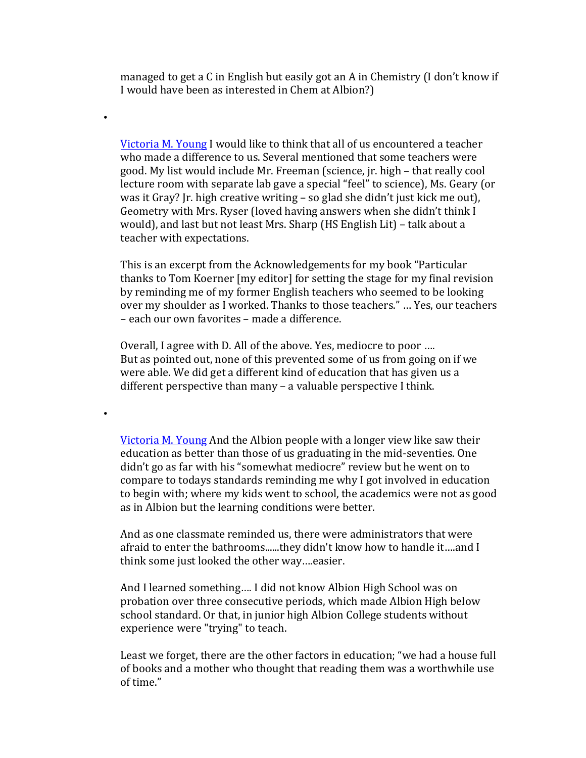managed to get a C in English but easily got an A in Chemistry (I don't know if I would have been as interested in Chem at Albion?)

- Victoria M. Young I would like to think that all of us encountered a teacher who made a difference to us. Several mentioned that some teachers were good. My list would include Mr. Freeman (science, jr. high – that really cool lecture room with separate lab gave a special "feel" to science), Ms. Geary (or was it Gray? Jr. high creative writing – so glad she didn't just kick me out), Geometry with Mrs. Ryser (loved having answers when she didn't think I would), and last but not least Mrs. Sharp (HS English Lit) – talk about a teacher with expectations.

  This is an excerpt from the Acknowledgements for my book "Particular thanks to Tom Koerner [my editor] for setting the stage for my final revision by reminding me of my former English teachers who seemed to be looking over my shoulder as I worked. Thanks to those teachers." … Yes, our teachers – each our own favorites – made a difference.

  Overall, I agree with D. All of the above. Yes, mediocre to poor ….
  But as pointed out, none of this prevented some of us from going on if we were able. We did get a different kind of education that has given us a different perspective than many – a valuable perspective I think.

- Victoria M. Young And the Albion people with a longer view like saw their education as better than those of us graduating in the mid-seventies. One didn't go as far with his "somewhat mediocre" review but he went on to compare to todays standards reminding me why I got involved in education to begin with; where my kids went to school, the academics were not as good as in Albion but the learning conditions were better.

  And as one classmate reminded us, there were administrators that were afraid to enter the bathrooms......they didn't know how to handle it….and I think some just looked the other way….easier.

  And I learned something…. I did not know Albion High School was on probation over three consecutive periods, which made Albion High below school standard. Or that, in junior high Albion College students without experience were "trying" to teach.

  Least we forget, there are the other factors in education; "we had a house full of books and a mother who thought that reading them was a worthwhile use of time."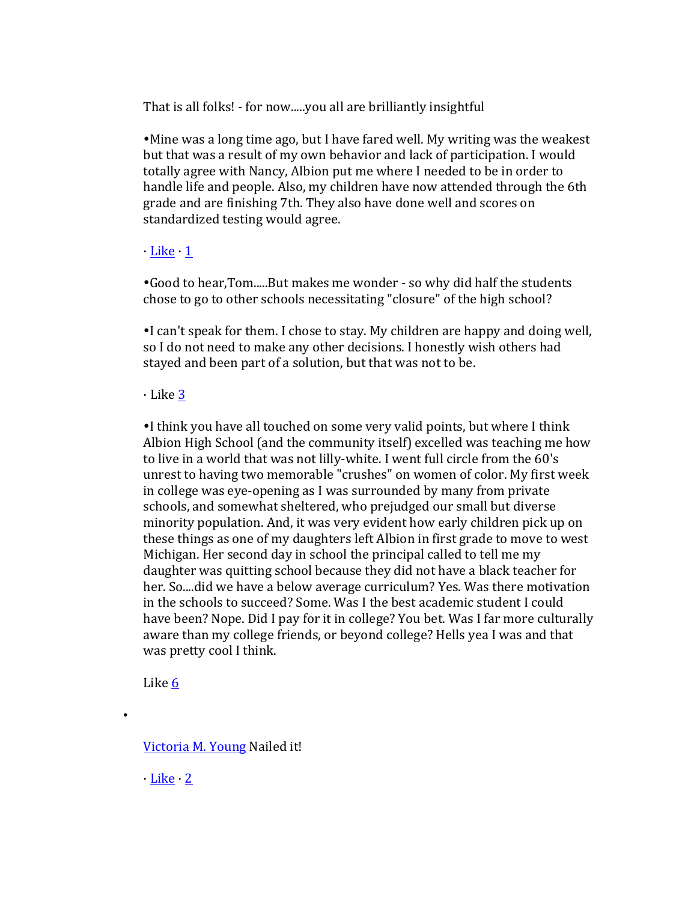That is all folks! - for now.....you all are brilliantly insightful

•Mine was a long time ago, but I have fared well. My writing was the weakest but that was a result of my own behavior and lack of participation. I would totally agree with Nancy, Albion put me where I needed to be in order to handle life and people. Also, my children have now attended through the 6th grade and are finishing 7th. They also have done well and scores on standardized testing would agree.

· Like · 1

•Good to hear,Tom.....But makes me wonder - so why did half the students chose to go to other schools necessitating "closure" of the high school?

•I can't speak for them. I chose to stay. My children are happy and doing well, so I do not need to make any other decisions. I honestly wish others had stayed and been part of a solution, but that was not to be.

· Like 3

•I think you have all touched on some very valid points, but where I think Albion High School (and the community itself) excelled was teaching me how to live in a world that was not lilly-white. I went full circle from the 60's unrest to having two memorable "crushes" on women of color. My first week in college was eye-opening as I was surrounded by many from private schools, and somewhat sheltered, who prejudged our small but diverse minority population. And, it was very evident how early children pick up on these things as one of my daughters left Albion in first grade to move to west Michigan. Her second day in school the principal called to tell me my daughter was quitting school because they did not have a black teacher for her. So....did we have a below average curriculum? Yes. Was there motivation in the schools to succeed? Some. Was I the best academic student I could have been? Nope. Did I pay for it in college? You bet. Was I far more culturally aware than my college friends, or beyond college? Hells yea I was and that was pretty cool I think.

Like 6

- Victoria M. Young Nailed it!

  · Like · 2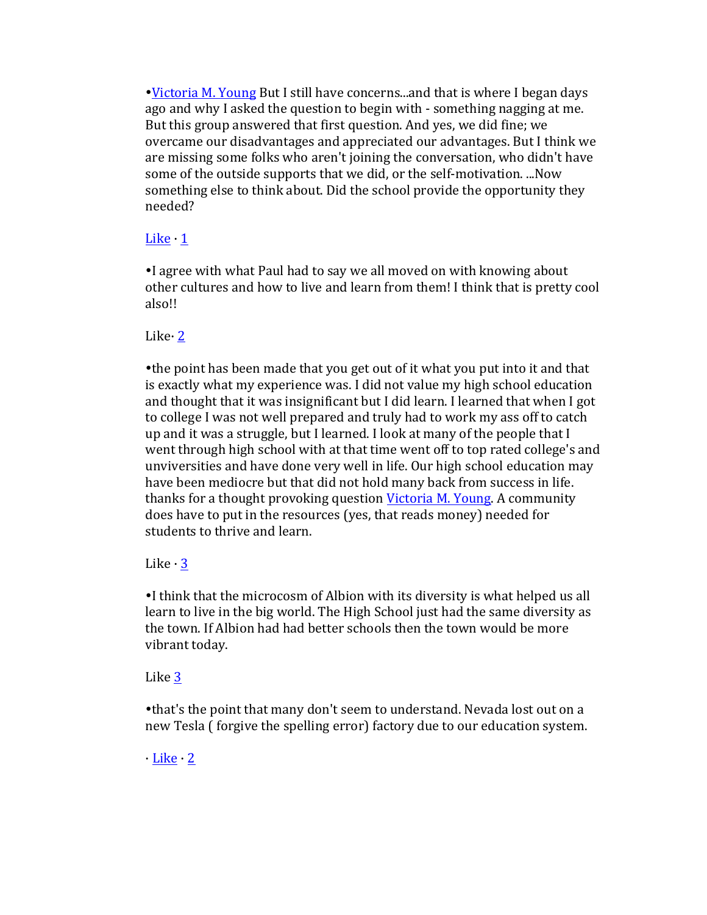•Victoria M. Young But I still have concerns...and that is where I began days ago and why I asked the question to begin with - something nagging at me. But this group answered that first question. And yes, we did fine; we overcame our disadvantages and appreciated our advantages. But I think we are missing some folks who aren't joining the conversation, who didn't have some of the outside supports that we did, or the self-motivation. ...Now something else to think about. Did the school provide the opportunity they needed?

Like · 1

•I agree with what Paul had to say we all moved on with knowing about other cultures and how to live and learn from them! I think that is pretty cool also!!

Like· 2

•the point has been made that you get out of it what you put into it and that is exactly what my experience was. I did not value my high school education and thought that it was insignificant but I did learn. I learned that when I got to college I was not well prepared and truly had to work my ass off to catch up and it was a struggle, but I learned. I look at many of the people that I went through high school with at that time went off to top rated college's and unviversities and have done very well in life. Our high school education may have been mediocre but that did not hold many back from success in life. thanks for a thought provoking question Victoria M. Young. A community does have to put in the resources (yes, that reads money) needed for students to thrive and learn.

Like · 3

•I think that the microcosm of Albion with its diversity is what helped us all learn to live in the big world. The High School just had the same diversity as the town. If Albion had had better schools then the town would be more vibrant today.

Like 3

•that's the point that many don't seem to understand. Nevada lost out on a new Tesla ( forgive the spelling error) factory due to our education system.

· Like · 2